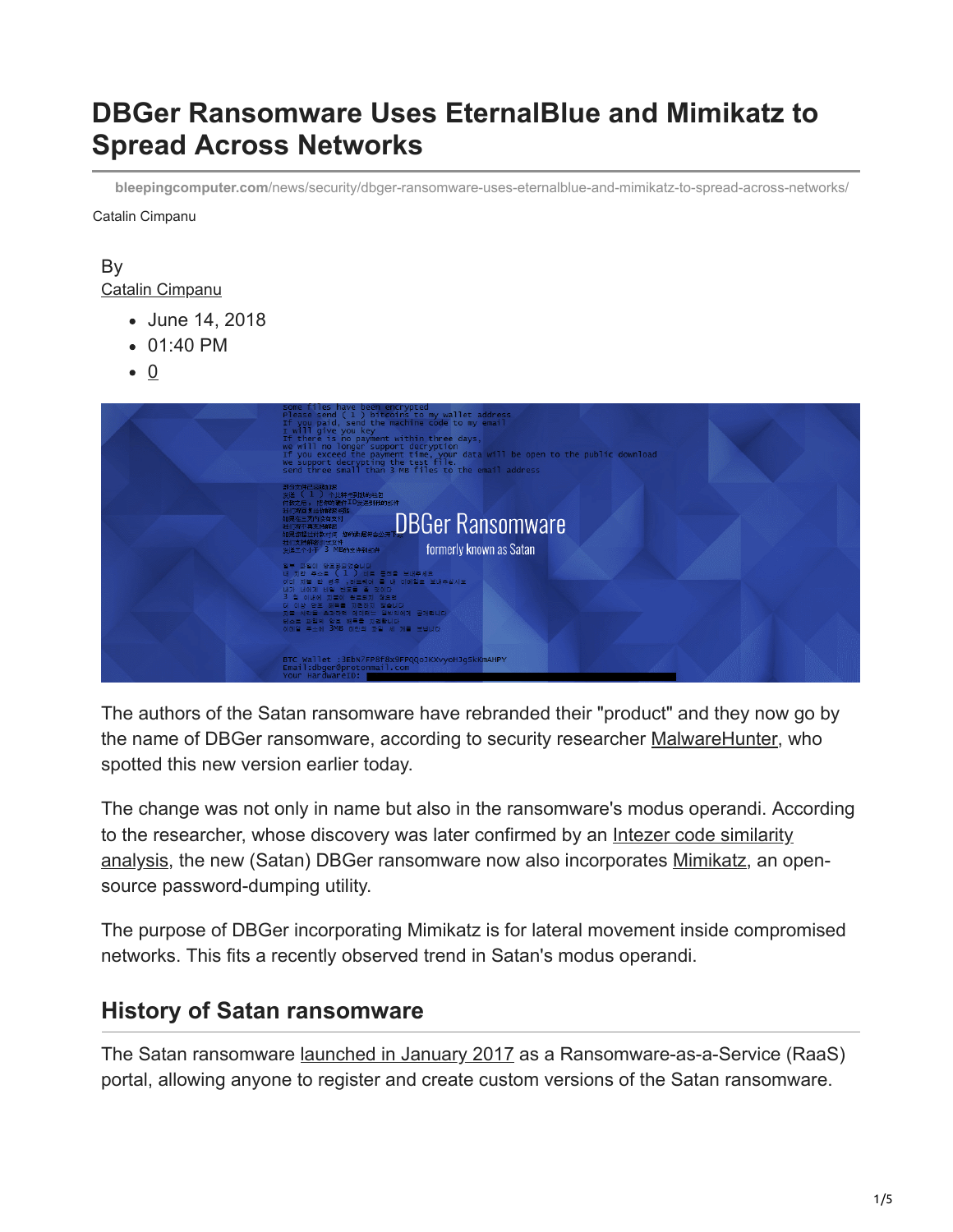# DBGer Ransomware Uses EternalBlue and Mimikatz to Spread Across Networks

bleepingcomputer.com/news/security/dbger-ransomware-uses-eternalblue-and-mimikatz-to-spread-across-networks/

Catalin Cimpanu

By
Catalin Cimpanu

- June 14, 2018
- 01:40 PM
- 0

The authors of the Satan ransomware have rebranded their "product" and they now go by the name of DBGer ransomware, according to security researcher MalwareHunter, who spotted this new version earlier today.

The change was not only in name but also in the ransomware's modus operandi. According to the researcher, whose discovery was later confirmed by an Intezer code similarity analysis, the new (Satan) DBGer ransomware now also incorporates Mimikatz, an open-source password-dumping utility.

The purpose of DBGer incorporating Mimikatz is for lateral movement inside compromised networks. This fits a recently observed trend in Satan's modus operandi.

## History of Satan ransomware

The Satan ransomware launched in January 2017 as a Ransomware-as-a-Service (RaaS) portal, allowing anyone to register and create custom versions of the Satan ransomware.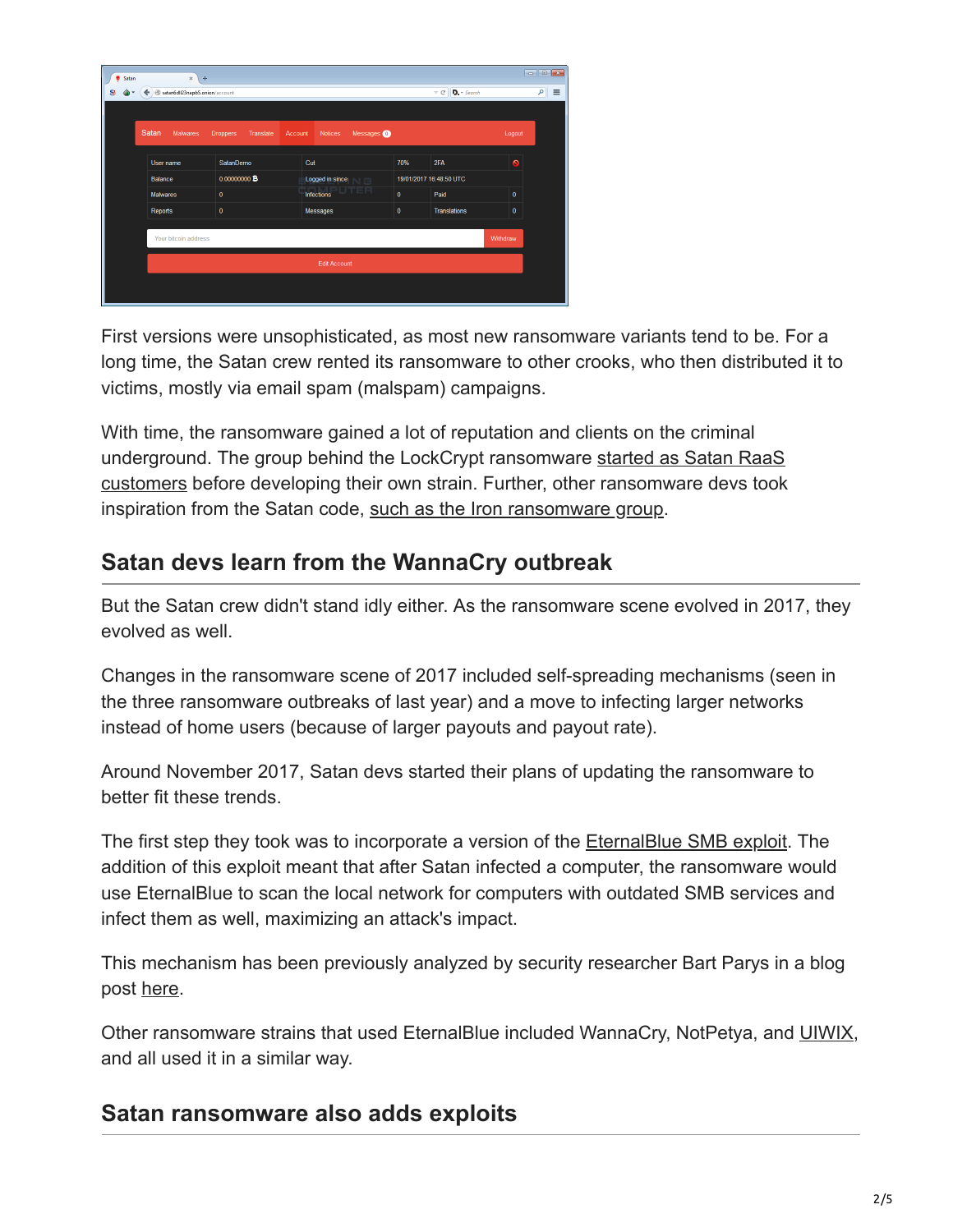First versions were unsophisticated, as most new ransomware variants tend to be. For a long time, the Satan crew rented its ransomware to other crooks, who then distributed it to victims, mostly via email spam (malspam) campaigns.

With time, the ransomware gained a lot of reputation and clients on the criminal underground. The group behind the LockCrypt ransomware started as Satan RaaS customers before developing their own strain. Further, other ransomware devs took inspiration from the Satan code, such as the Iron ransomware group.

## Satan devs learn from the WannaCry outbreak

But the Satan crew didn't stand idly either. As the ransomware scene evolved in 2017, they evolved as well.

Changes in the ransomware scene of 2017 included self-spreading mechanisms (seen in the three ransomware outbreaks of last year) and a move to infecting larger networks instead of home users (because of larger payouts and payout rate).

Around November 2017, Satan devs started their plans of updating the ransomware to better fit these trends.

The first step they took was to incorporate a version of the EternalBlue SMB exploit. The addition of this exploit meant that after Satan infected a computer, the ransomware would use EternalBlue to scan the local network for computers with outdated SMB services and infect them as well, maximizing an attack's impact.

This mechanism has been previously analyzed by security researcher Bart Parys in a blog post here.

Other ransomware strains that used EternalBlue included WannaCry, NotPetya, and UIWIX, and all used it in a similar way.

## Satan ransomware also adds exploits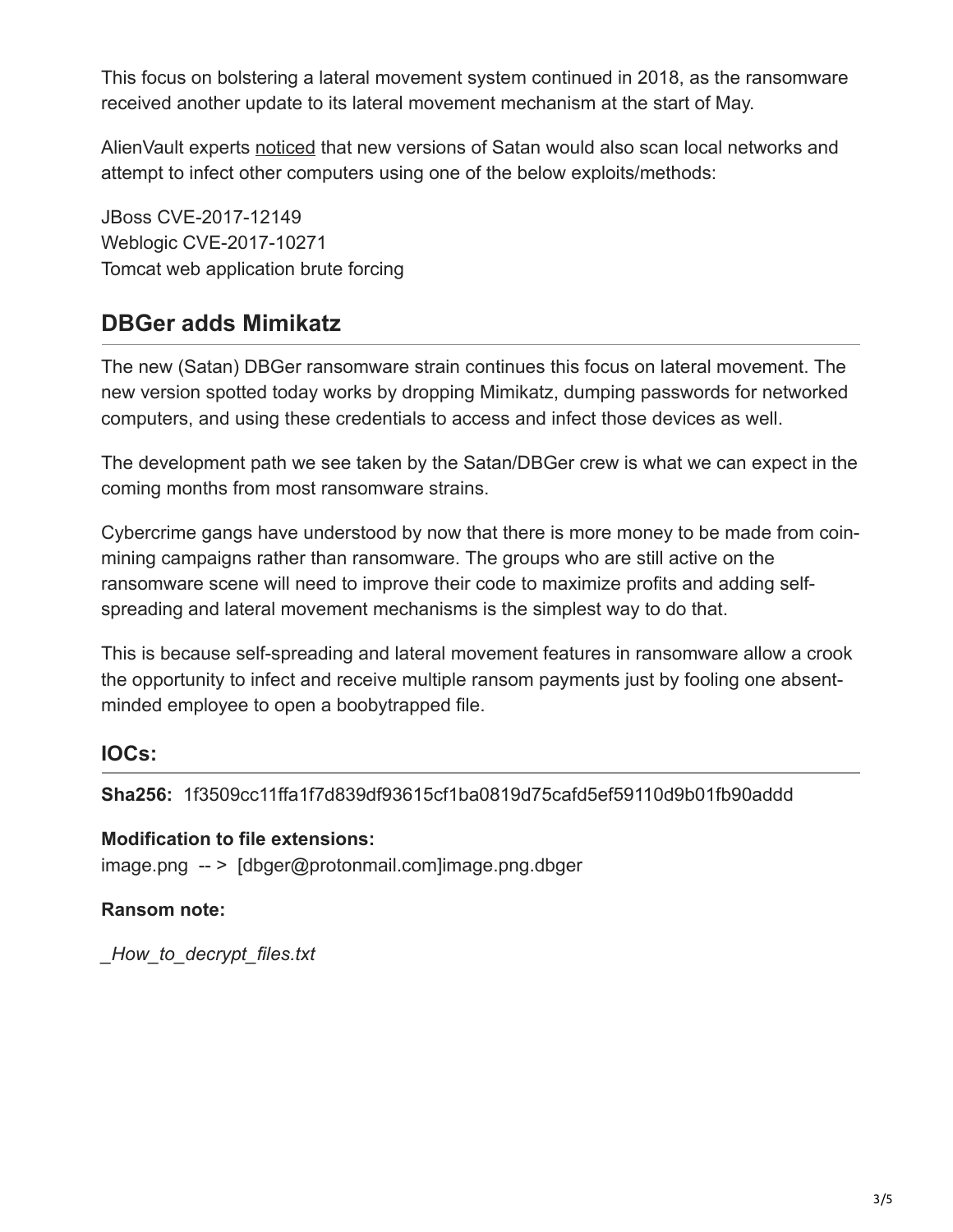This focus on bolstering a lateral movement system continued in 2018, as the ransomware received another update to its lateral movement mechanism at the start of May.

AlienVault experts noticed that new versions of Satan would also scan local networks and attempt to infect other computers using one of the below exploits/methods:

JBoss CVE-2017-12149
Weblogic CVE-2017-10271
Tomcat web application brute forcing

## DBGer adds Mimikatz

The new (Satan) DBGer ransomware strain continues this focus on lateral movement. The new version spotted today works by dropping Mimikatz, dumping passwords for networked computers, and using these credentials to access and infect those devices as well.

The development path we see taken by the Satan/DBGer crew is what we can expect in the coming months from most ransomware strains.

Cybercrime gangs have understood by now that there is more money to be made from coin-mining campaigns rather than ransomware. The groups who are still active on the ransomware scene will need to improve their code to maximize profits and adding self-spreading and lateral movement mechanisms is the simplest way to do that.

This is because self-spreading and lateral movement features in ransomware allow a crook the opportunity to infect and receive multiple ransom payments just by fooling one absent-minded employee to open a boobytrapped file.

### IOCs:

**Sha256:** 1f3509cc11ffa1f7d839df93615cf1ba0819d75cafd5ef59110d9b01fb90addd

**Modification to file extensions:**
image.png -- > [dbger@protonmail.com]image.png.dbger

**Ransom note:**

*_How_to_decrypt_files.txt*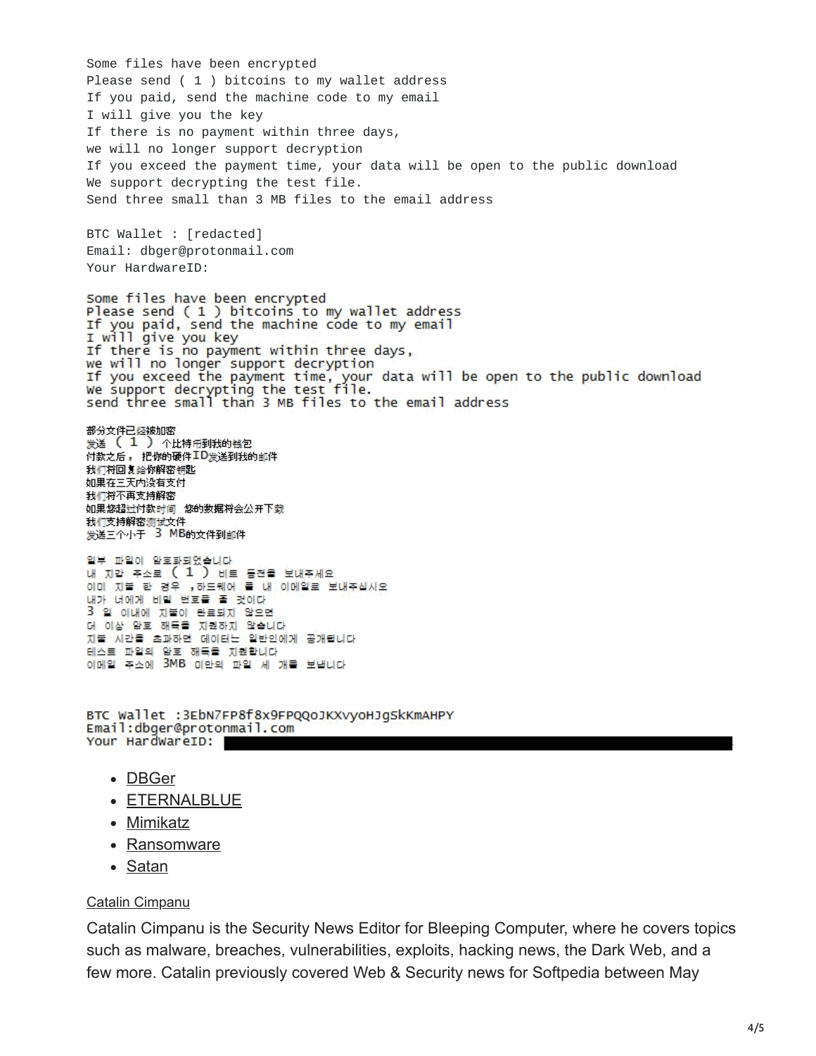```
Some files have been encrypted
Please send ( 1 ) bitcoins to my wallet address
If you paid, send the machine code to my email
I will give you the key
If there is no payment within three days,
we will no longer support decryption
If you exceed the payment time, your data will be open to the public download
We support decrypting the test file.
Send three small than 3 MB files to the email address

BTC Wallet : [redacted]
Email: dbger@protonmail.com
Your HardwareID:
```

```
Some files have been encrypted
Please send ( 1 ) bitcoins to my wallet address
If you paid, send the machine code to my email
I will give you key
If there is no payment within three days,
we will no longer support decryption
If you exceed the payment time, your data will be open to the public download
We support decrypting the test file.
send three small than 3 MB files to the email address

部分文件已经被加密
发送 ( 1 ) 个比特币到我的钱包
付款之后， 把你的硬件ID发送到我的邮件
我们将回复给你解密钥匙
如果在三天内没有支付
我们将不再支持解密
如果您超过付款时间 您的数据将会公开下载
我们支持解密测试文件
发送三个小于 3 MB的文件到邮件

일부 파일이 암호화되었습니다
내 지갑 주소로 ( 1 ) 비트 동전을 보내주세요
이미 지불 한 경우 ,하드웨어 를 내 이메일로 보내주십시오
내가 너에게 비밀 번호를 줄 것이다
3 일 이내에 지불이 완료되지 않으면
더 이상 암호 해독을 지원하지 않습니다
지불 시간을 초과하면 데이터는 일반인에게 공개됩니다
테스트 파일의 암호 해독을 지원합니다
이메일 주소에 3MB 미만의 파일 세 개를 보냅니다


BTC Wallet :3EbN7FP8f8x9FPQQoJKXvyoHJgSkKmAHPY
Email:dbger@protonmail.com
Your HardWareID:
```

- DBGer
- ETERNALBLUE
- Mimikatz
- Ransomware
- Satan

Catalin Cimpanu

Catalin Cimpanu is the Security News Editor for Bleeping Computer, where he covers topics such as malware, breaches, vulnerabilities, exploits, hacking news, the Dark Web, and a few more. Catalin previously covered Web & Security news for Softpedia between May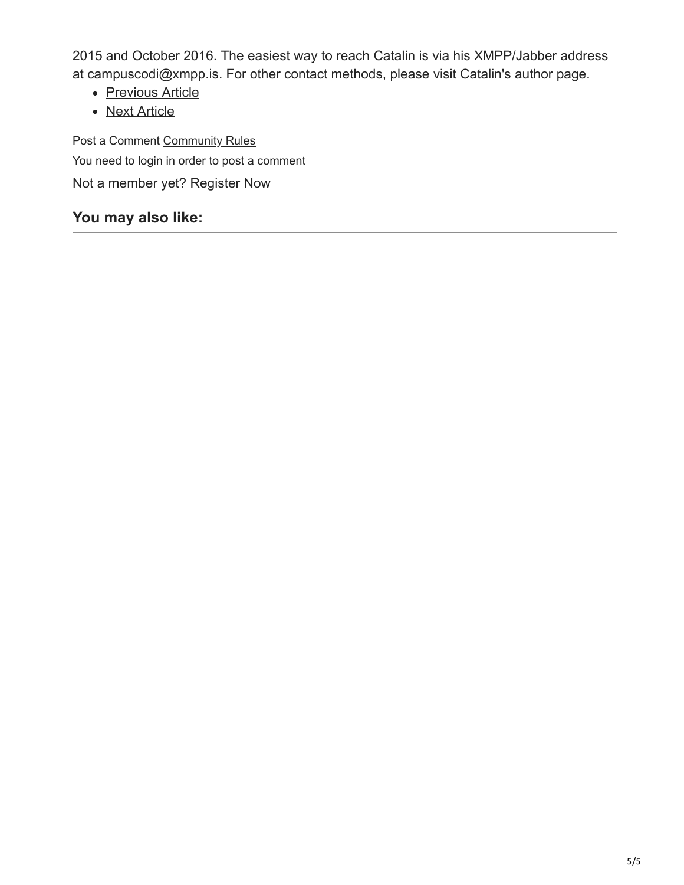2015 and October 2016. The easiest way to reach Catalin is via his XMPP/Jabber address at campuscodi@xmpp.is. For other contact methods, please visit Catalin's author page.

- Previous Article
- Next Article

Post a Comment Community Rules

You need to login in order to post a comment

Not a member yet? Register Now

## You may also like: